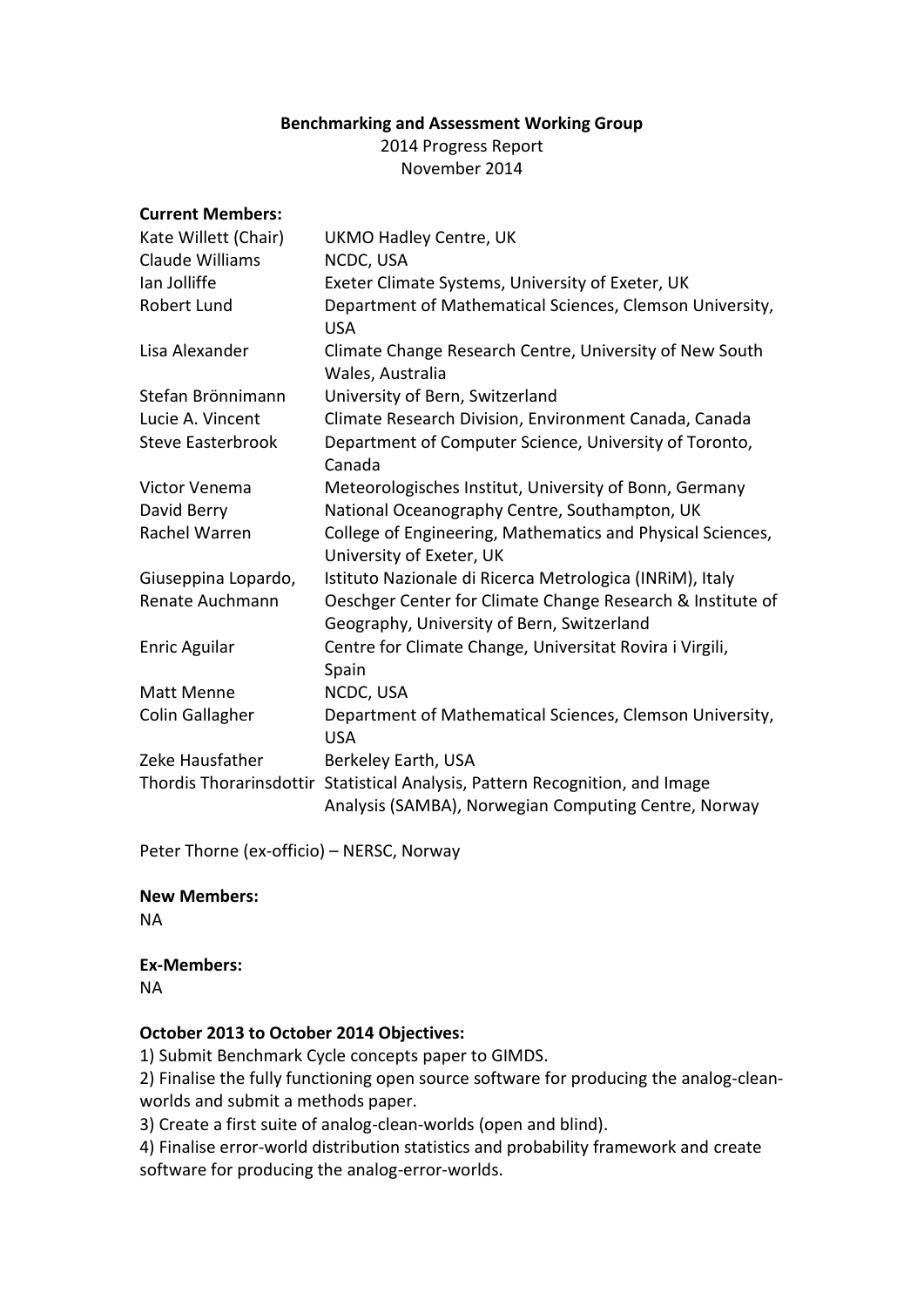**Benchmarking and Assessment Working Group**

2014 Progress Report

November 2014

**Current Members:**

| | |
|---|---|
| Kate Willett (Chair) | UKMO Hadley Centre, UK |
| Claude Williams | NCDC, USA |
| Ian Jolliffe | Exeter Climate Systems, University of Exeter, UK |
| Robert Lund | Department of Mathematical Sciences, Clemson University, USA |
| Lisa Alexander | Climate Change Research Centre, University of New South Wales, Australia |
| Stefan Brönnimann | University of Bern, Switzerland |
| Lucie A. Vincent | Climate Research Division, Environment Canada, Canada |
| Steve Easterbrook | Department of Computer Science, University of Toronto, Canada |
| Victor Venema | Meteorologisches Institut, University of Bonn, Germany |
| David Berry | National Oceanography Centre, Southampton, UK |
| Rachel Warren | College of Engineering, Mathematics and Physical Sciences, University of Exeter, UK |
| Giuseppina Lopardo, | Istituto Nazionale di Ricerca Metrologica (INRiM), Italy |
| Renate Auchmann | Oeschger Center for Climate Change Research & Institute of Geography, University of Bern, Switzerland |
| Enric Aguilar | Centre for Climate Change, Universitat Rovira i Virgili, Spain |
| Matt Menne | NCDC, USA |
| Colin Gallagher | Department of Mathematical Sciences, Clemson University, USA |
| Zeke Hausfather | Berkeley Earth, USA |
| Thordis Thorarinsdottir | Statistical Analysis, Pattern Recognition, and Image Analysis (SAMBA), Norwegian Computing Centre, Norway |

Peter Thorne (ex-officio) – NERSC, Norway

**New Members:**

NA

**Ex-Members:**

NA

**October 2013 to October 2014 Objectives:**

1) Submit Benchmark Cycle concepts paper to GIMDS.

2) Finalise the fully functioning open source software for producing the analog-clean-worlds and submit a methods paper.

3) Create a first suite of analog-clean-worlds (open and blind).

4) Finalise error-world distribution statistics and probability framework and create software for producing the analog-error-worlds.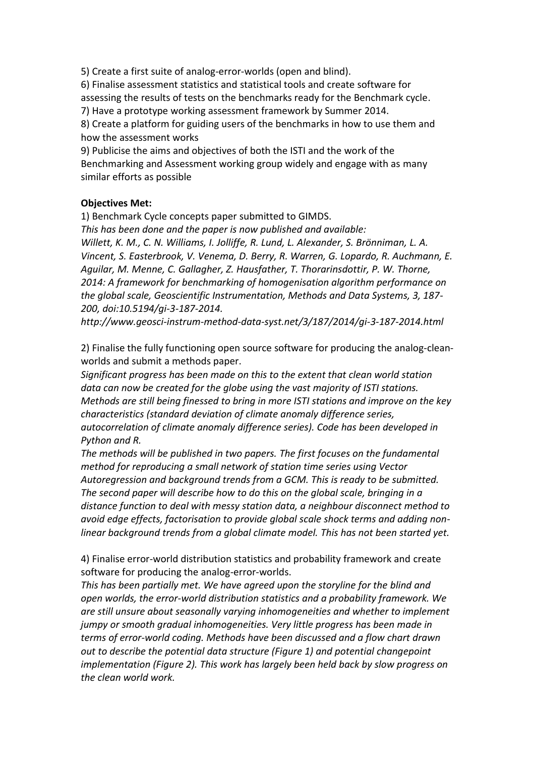5) Create a first suite of analog-error-worlds (open and blind).
6) Finalise assessment statistics and statistical tools and create software for assessing the results of tests on the benchmarks ready for the Benchmark cycle.
7) Have a prototype working assessment framework by Summer 2014.
8) Create a platform for guiding users of the benchmarks in how to use them and how the assessment works
9) Publicise the aims and objectives of both the ISTI and the work of the Benchmarking and Assessment working group widely and engage with as many similar efforts as possible

**Objectives Met:**

1) Benchmark Cycle concepts paper submitted to GIMDS.
*This has been done and the paper is now published and available:*
*Willett, K. M., C. N. Williams, I. Jolliffe, R. Lund, L. Alexander, S. Brönniman, L. A. Vincent, S. Easterbrook, V. Venema, D. Berry, R. Warren, G. Lopardo, R. Auchmann, E. Aguilar, M. Menne, C. Gallagher, Z. Hausfather, T. Thorarinsdottir, P. W. Thorne, 2014: A framework for benchmarking of homogenisation algorithm performance on the global scale, Geoscientific Instrumentation, Methods and Data Systems, 3, 187-200, doi:10.5194/gi-3-187-2014.*
*http://www.geosci-instrum-method-data-syst.net/3/187/2014/gi-3-187-2014.html*

2) Finalise the fully functioning open source software for producing the analog-clean-worlds and submit a methods paper.
*Significant progress has been made on this to the extent that clean world station data can now be created for the globe using the vast majority of ISTI stations. Methods are still being finessed to bring in more ISTI stations and improve on the key characteristics (standard deviation of climate anomaly difference series, autocorrelation of climate anomaly difference series). Code has been developed in Python and R.*
*The methods will be published in two papers. The first focuses on the fundamental method for reproducing a small network of station time series using Vector Autoregression and background trends from a GCM. This is ready to be submitted. The second paper will describe how to do this on the global scale, bringing in a distance function to deal with messy station data, a neighbour disconnect method to avoid edge effects, factorisation to provide global scale shock terms and adding non-linear background trends from a global climate model. This has not been started yet.*

4) Finalise error-world distribution statistics and probability framework and create software for producing the analog-error-worlds.
*This has been partially met. We have agreed upon the storyline for the blind and open worlds, the error-world distribution statistics and a probability framework. We are still unsure about seasonally varying inhomogeneities and whether to implement jumpy or smooth gradual inhomogeneities. Very little progress has been made in terms of error-world coding. Methods have been discussed and a flow chart drawn out to describe the potential data structure (Figure 1) and potential changepoint implementation (Figure 2). This work has largely been held back by slow progress on the clean world work.*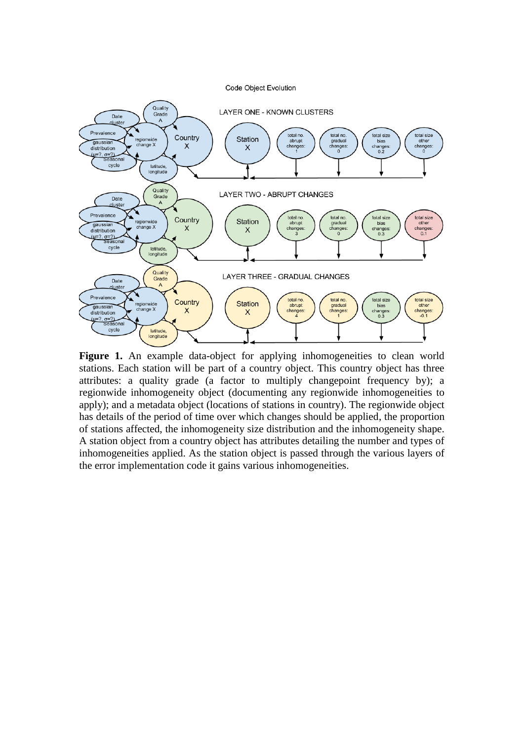**Figure 1.** An example data-object for applying inhomogeneities to clean world stations. Each station will be part of a country object. This country object has three attributes: a quality grade (a factor to multiply changepoint frequency by); a regionwide inhomogeneity object (documenting any regionwide inhomogeneities to apply); and a metadata object (locations of stations in country). The regionwide object has details of the period of time over which changes should be applied, the proportion of stations affected, the inhomogeneity size distribution and the inhomogeneity shape. A station object from a country object has attributes detailing the number and types of inhomogeneities applied. As the station object is passed through the various layers of the error implementation code it gains various inhomogeneities.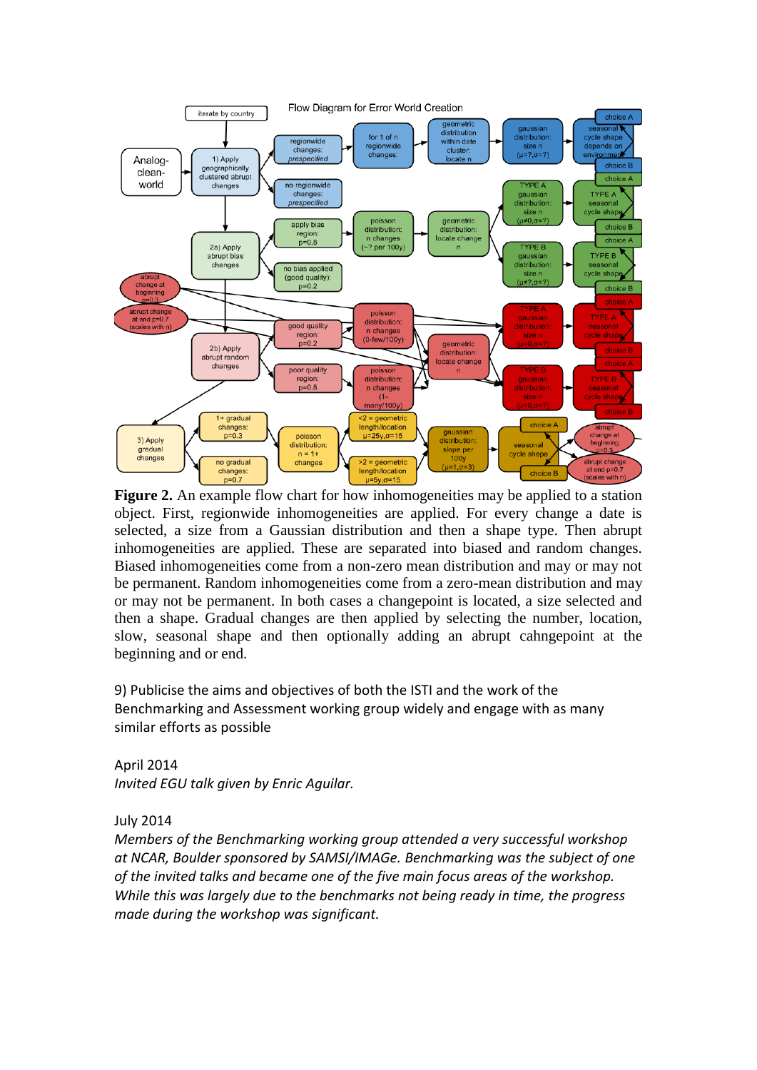**Figure 2.** An example flow chart for how inhomogeneities may be applied to a station object. First, regionwide inhomogeneities are applied. For every change a date is selected, a size from a Gaussian distribution and then a shape type. Then abrupt inhomogeneities are applied. These are separated into biased and random changes. Biased inhomogeneities come from a non-zero mean distribution and may or may not be permanent. Random inhomogeneities come from a zero-mean distribution and may or may not be permanent. In both cases a changepoint is located, a size selected and then a shape. Gradual changes are then applied by selecting the number, location, slow, seasonal shape and then optionally adding an abrupt cahngepoint at the beginning and or end.

9) Publicise the aims and objectives of both the ISTI and the work of the Benchmarking and Assessment working group widely and engage with as many similar efforts as possible

April 2014

*Invited EGU talk given by Enric Aguilar.*

July 2014

*Members of the Benchmarking working group attended a very successful workshop at NCAR, Boulder sponsored by SAMSI/IMAGe. Benchmarking was the subject of one of the invited talks and became one of the five main focus areas of the workshop. While this was largely due to the benchmarks not being ready in time, the progress made during the workshop was significant.*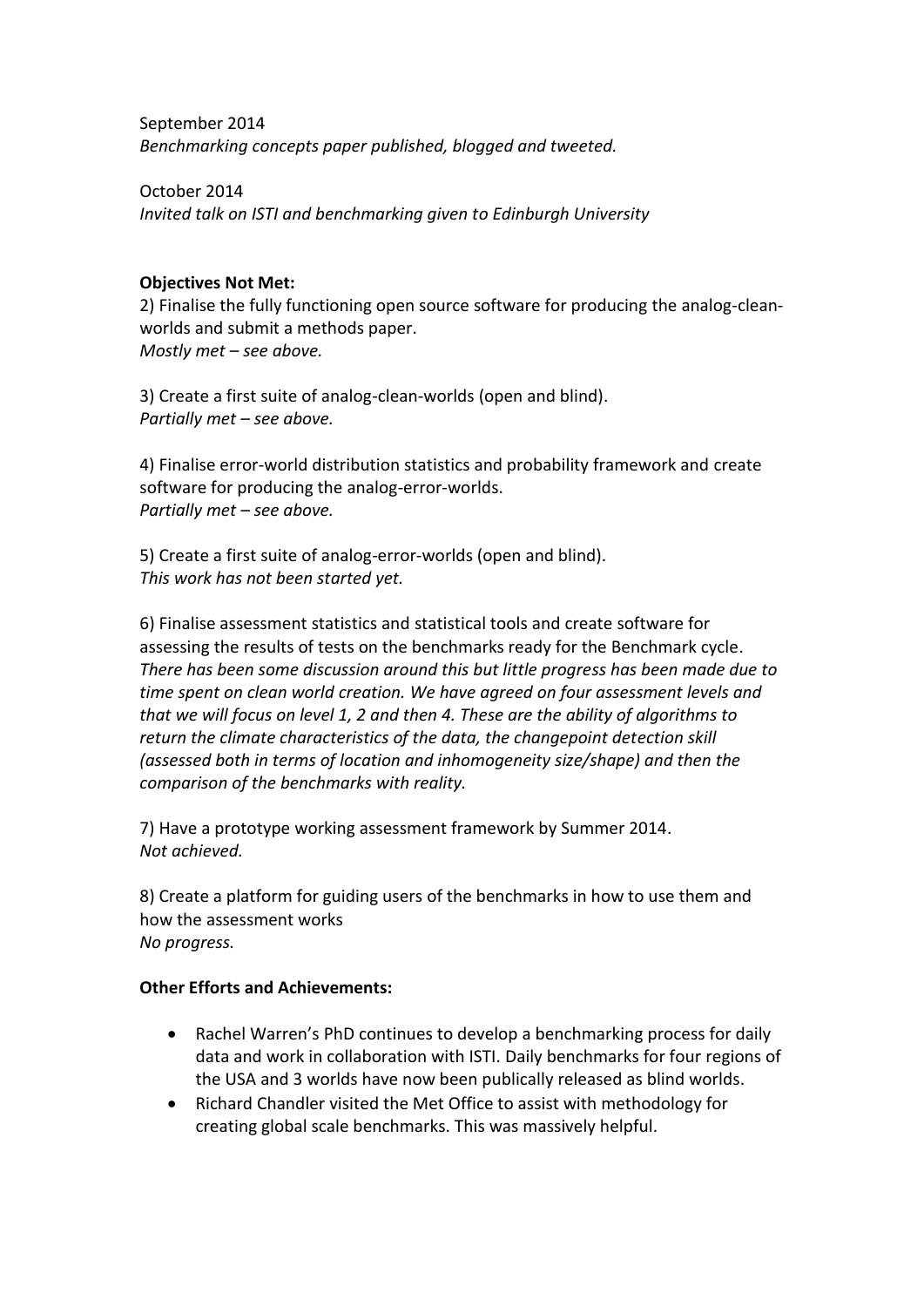September 2014
*Benchmarking concepts paper published, blogged and tweeted.*

October 2014
*Invited talk on ISTI and benchmarking given to Edinburgh University*

**Objectives Not Met:**

2) Finalise the fully functioning open source software for producing the analog-clean-worlds and submit a methods paper.
*Mostly met – see above.*

3) Create a first suite of analog-clean-worlds (open and blind).
*Partially met – see above.*

4) Finalise error-world distribution statistics and probability framework and create software for producing the analog-error-worlds.
*Partially met – see above.*

5) Create a first suite of analog-error-worlds (open and blind).
*This work has not been started yet.*

6) Finalise assessment statistics and statistical tools and create software for assessing the results of tests on the benchmarks ready for the Benchmark cycle.
*There has been some discussion around this but little progress has been made due to time spent on clean world creation. We have agreed on four assessment levels and that we will focus on level 1, 2 and then 4. These are the ability of algorithms to return the climate characteristics of the data, the changepoint detection skill (assessed both in terms of location and inhomogeneity size/shape) and then the comparison of the benchmarks with reality.*

7) Have a prototype working assessment framework by Summer 2014.
*Not achieved.*

8) Create a platform for guiding users of the benchmarks in how to use them and how the assessment works
*No progress.*

**Other Efforts and Achievements:**

- Rachel Warren's PhD continues to develop a benchmarking process for daily data and work in collaboration with ISTI. Daily benchmarks for four regions of the USA and 3 worlds have now been publically released as blind worlds.
- Richard Chandler visited the Met Office to assist with methodology for creating global scale benchmarks. This was massively helpful.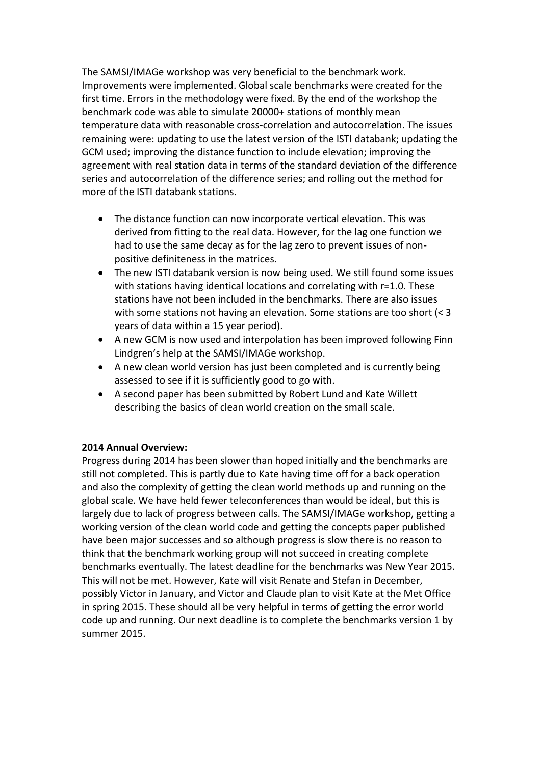The SAMSI/IMAGe workshop was very beneficial to the benchmark work. Improvements were implemented. Global scale benchmarks were created for the first time. Errors in the methodology were fixed. By the end of the workshop the benchmark code was able to simulate 20000+ stations of monthly mean temperature data with reasonable cross-correlation and autocorrelation. The issues remaining were: updating to use the latest version of the ISTI databank; updating the GCM used; improving the distance function to include elevation; improving the agreement with real station data in terms of the standard deviation of the difference series and autocorrelation of the difference series; and rolling out the method for more of the ISTI databank stations.

- The distance function can now incorporate vertical elevation. This was derived from fitting to the real data. However, for the lag one function we had to use the same decay as for the lag zero to prevent issues of non-positive definiteness in the matrices.
- The new ISTI databank version is now being used. We still found some issues with stations having identical locations and correlating with r=1.0. These stations have not been included in the benchmarks. There are also issues with some stations not having an elevation. Some stations are too short (< 3 years of data within a 15 year period).
- A new GCM is now used and interpolation has been improved following Finn Lindgren's help at the SAMSI/IMAGe workshop.
- A new clean world version has just been completed and is currently being assessed to see if it is sufficiently good to go with.
- A second paper has been submitted by Robert Lund and Kate Willett describing the basics of clean world creation on the small scale.

**2014 Annual Overview:**

Progress during 2014 has been slower than hoped initially and the benchmarks are still not completed. This is partly due to Kate having time off for a back operation and also the complexity of getting the clean world methods up and running on the global scale. We have held fewer teleconferences than would be ideal, but this is largely due to lack of progress between calls. The SAMSI/IMAGe workshop, getting a working version of the clean world code and getting the concepts paper published have been major successes and so although progress is slow there is no reason to think that the benchmark working group will not succeed in creating complete benchmarks eventually. The latest deadline for the benchmarks was New Year 2015. This will not be met. However, Kate will visit Renate and Stefan in December, possibly Victor in January, and Victor and Claude plan to visit Kate at the Met Office in spring 2015. These should all be very helpful in terms of getting the error world code up and running. Our next deadline is to complete the benchmarks version 1 by summer 2015.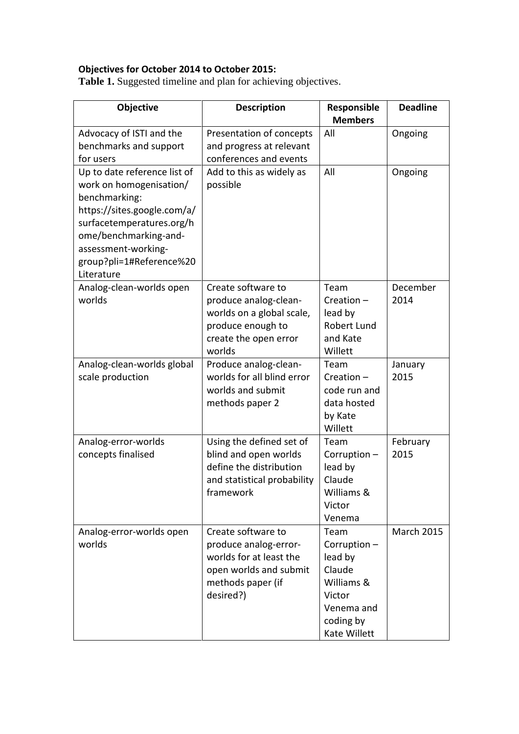**Objectives for October 2014 to October 2015:**

**Table 1.** Suggested timeline and plan for achieving objectives.

| Objective | Description | Responsible Members | Deadline |
|---|---|---|---|
| Advocacy of ISTI and the benchmarks and support for users | Presentation of concepts and progress at relevant conferences and events | All | Ongoing |
| Up to date reference list of work on homogenisation/ benchmarking: https://sites.google.com/a/surfacetemperatures.org/home/benchmarking-and-assessment-working-group?pli=1#Reference%20Literature | Add to this as widely as possible | All | Ongoing |
| Analog-clean-worlds open worlds | Create software to produce analog-clean-worlds on a global scale, produce enough to create the open error worlds | Team Creation – lead by Robert Lund and Kate Willett | December 2014 |
| Analog-clean-worlds global scale production | Produce analog-clean-worlds for all blind error worlds and submit methods paper 2 | Team Creation – code run and data hosted by Kate Willett | January 2015 |
| Analog-error-worlds concepts finalised | Using the defined set of blind and open worlds define the distribution and statistical probability framework | Team Corruption – lead by Claude Williams & Victor Venema | February 2015 |
| Analog-error-worlds open worlds | Create software to produce analog-error-worlds for at least the open worlds and submit methods paper (if desired?) | Team Corruption – lead by Claude Williams & Victor Venema and coding by Kate Willett | March 2015 |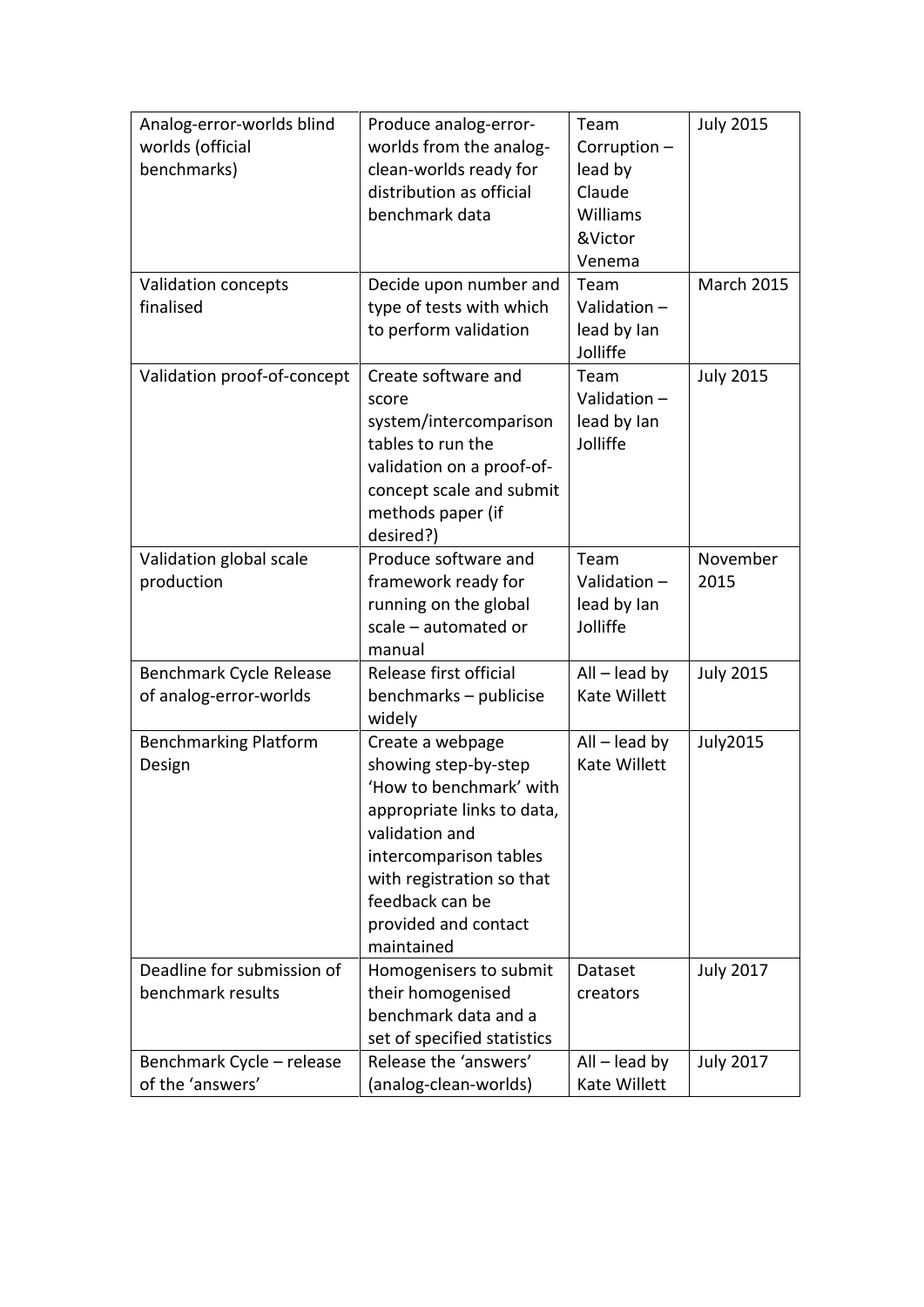| Analog-error-worlds blind worlds (official benchmarks) | Produce analog-error-worlds from the analog-clean-worlds ready for distribution as official benchmark data | Team Corruption – lead by Claude Williams &Victor Venema | July 2015 |
|---|---|---|---|
| Validation concepts finalised | Decide upon number and type of tests with which to perform validation | Team Validation – lead by Ian Jolliffe | March 2015 |
| Validation proof-of-concept | Create software and score system/intercomparison tables to run the validation on a proof-of-concept scale and submit methods paper (if desired?) | Team Validation – lead by Ian Jolliffe | July 2015 |
| Validation global scale production | Produce software and framework ready for running on the global scale – automated or manual | Team Validation – lead by Ian Jolliffe | November 2015 |
| Benchmark Cycle Release of analog-error-worlds | Release first official benchmarks – publicise widely | All – lead by Kate Willett | July 2015 |
| Benchmarking Platform Design | Create a webpage showing step-by-step 'How to benchmark' with appropriate links to data, validation and intercomparison tables with registration so that feedback can be provided and contact maintained | All – lead by Kate Willett | July2015 |
| Deadline for submission of benchmark results | Homogenisers to submit their homogenised benchmark data and a set of specified statistics | Dataset creators | July 2017 |
| Benchmark Cycle – release of the 'answers' | Release the 'answers' (analog-clean-worlds) | All – lead by Kate Willett | July 2017 |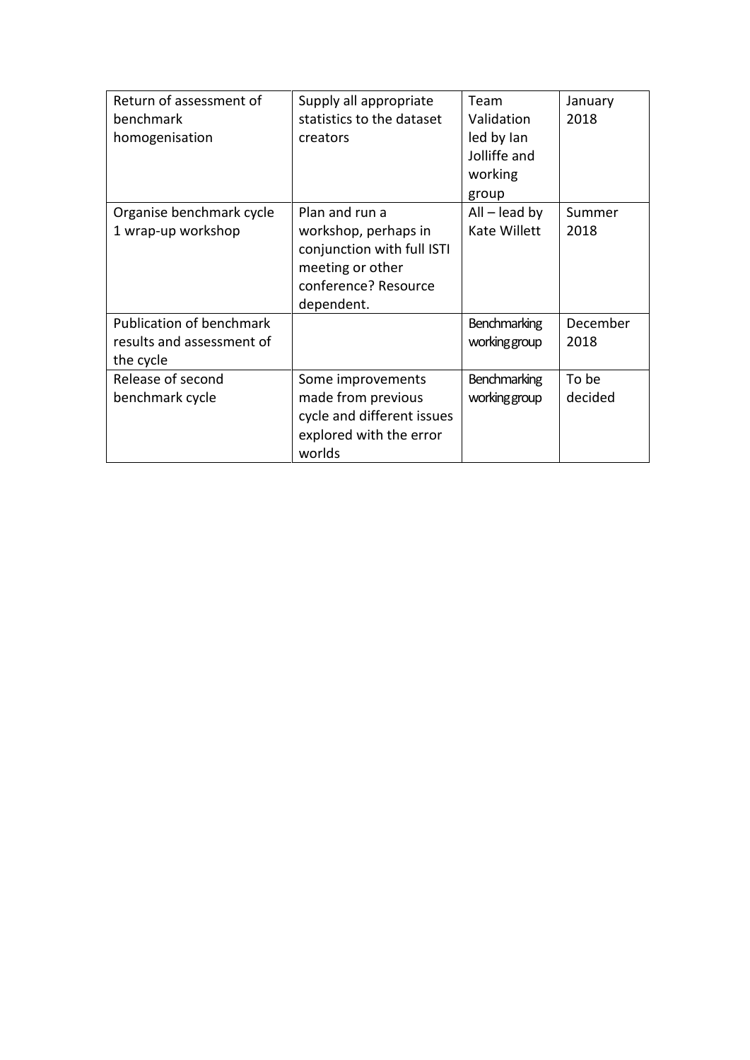| | | | |
|---|---|---|---|
| Return of assessment of benchmark homogenisation | Supply all appropriate statistics to the dataset creators | Team Validation led by Ian Jolliffe and working group | January 2018 |
| Organise benchmark cycle 1 wrap-up workshop | Plan and run a workshop, perhaps in conjunction with full ISTI meeting or other conference? Resource dependent. | All – lead by Kate Willett | Summer 2018 |
| Publication of benchmark results and assessment of the cycle | | Benchmarking working group | December 2018 |
| Release of second benchmark cycle | Some improvements made from previous cycle and different issues explored with the error worlds | Benchmarking working group | To be decided |